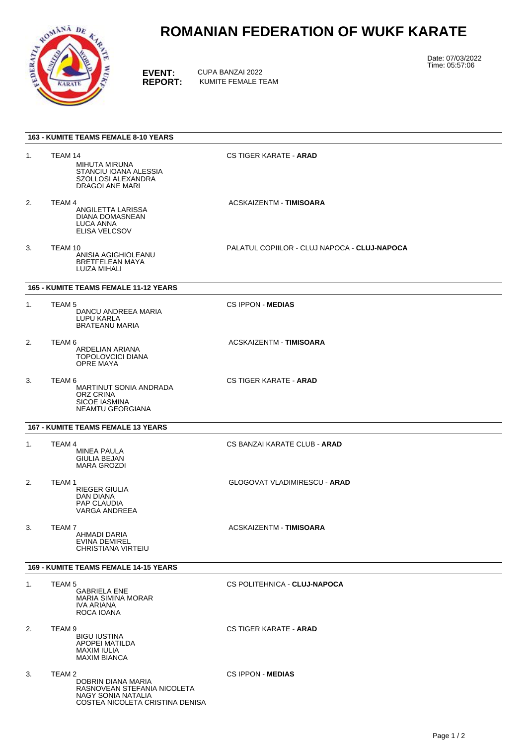# ROMANIAN FEDERATION OF WUKF KARATE

Date: 07/03/2022
Time: 05:57:06

**EVENT:** CUPA BANZAI 2022
**REPORT:** KUMITE FEMALE TEAM

### 163 - KUMITE TEAMS FEMALE 8-10 YEARS

1. TEAM 14 — CS TIGER KARATE - **ARAD**
   - MIHUTA MIRUNA
   - STANCIU IOANA ALESSIA
   - SZOLLOSI ALEXANDRA
   - DRAGOI ANE MARI

2. TEAM 4 — ACSKAIZENTM - **TIMISOARA**
   - ANGILETTA LARISSA
   - DIANA DOMASNEAN
   - LUCA ANNA
   - ELISA VELCSOV

3. TEAM 10 — PALATUL COPIILOR - CLUJ NAPOCA - **CLUJ-NAPOCA**
   - ANISIA AGIGHIOLEANU
   - BRETFELEAN MAYA
   - LUIZA MIHALI

### 165 - KUMITE TEAMS FEMALE 11-12 YEARS

1. TEAM 5 — CS IPPON - **MEDIAS**
   - DANCU ANDREEA MARIA
   - LUPU KARLA
   - BRATEANU MARIA

2. TEAM 6 — ACSKAIZENTM - **TIMISOARA**
   - ARDELIAN ARIANA
   - TOPOLOVCICI DIANA
   - OPRE MAYA

3. TEAM 6 — CS TIGER KARATE - **ARAD**
   - MARTINUT SONIA ANDRADA
   - ORZ CRINA
   - SICOE IASMINA
   - NEAMTU GEORGIANA

### 167 - KUMITE TEAMS FEMALE 13 YEARS

1. TEAM 4 — CS BANZAI KARATE CLUB - **ARAD**
   - MINEA PAULA
   - GIULIA BEJAN
   - MARA GROZDI

2. TEAM 1 — GLOGOVAT VLADIMIRESCU - **ARAD**
   - RIEGER GIULIA
   - DAN DIANA
   - PAP CLAUDIA
   - VARGA ANDREEA

3. TEAM 7 — ACSKAIZENTM - **TIMISOARA**
   - AHMADI DARIA
   - EVINA DEMIREL
   - CHRISTIANA VIRTEIU

### 169 - KUMITE TEAMS FEMALE 14-15 YEARS

1. TEAM 5 — CS POLITEHNICA - **CLUJ-NAPOCA**
   - GABRIELA ENE
   - MARIA SIMINA MORAR
   - IVA ARIANA
   - ROCA IOANA

2. TEAM 9 — CS TIGER KARATE - **ARAD**
   - BIGU IUSTINA
   - APOPEI MATILDA
   - MAXIM IULIA
   - MAXIM BIANCA

3. TEAM 2 — CS IPPON - **MEDIAS**
   - DOBRIN DIANA MARIA
   - RASNOVEAN STEFANIA NICOLETA
   - NAGY SONIA NATALIA
   - COSTEA NICOLETA CRISTINA DENISA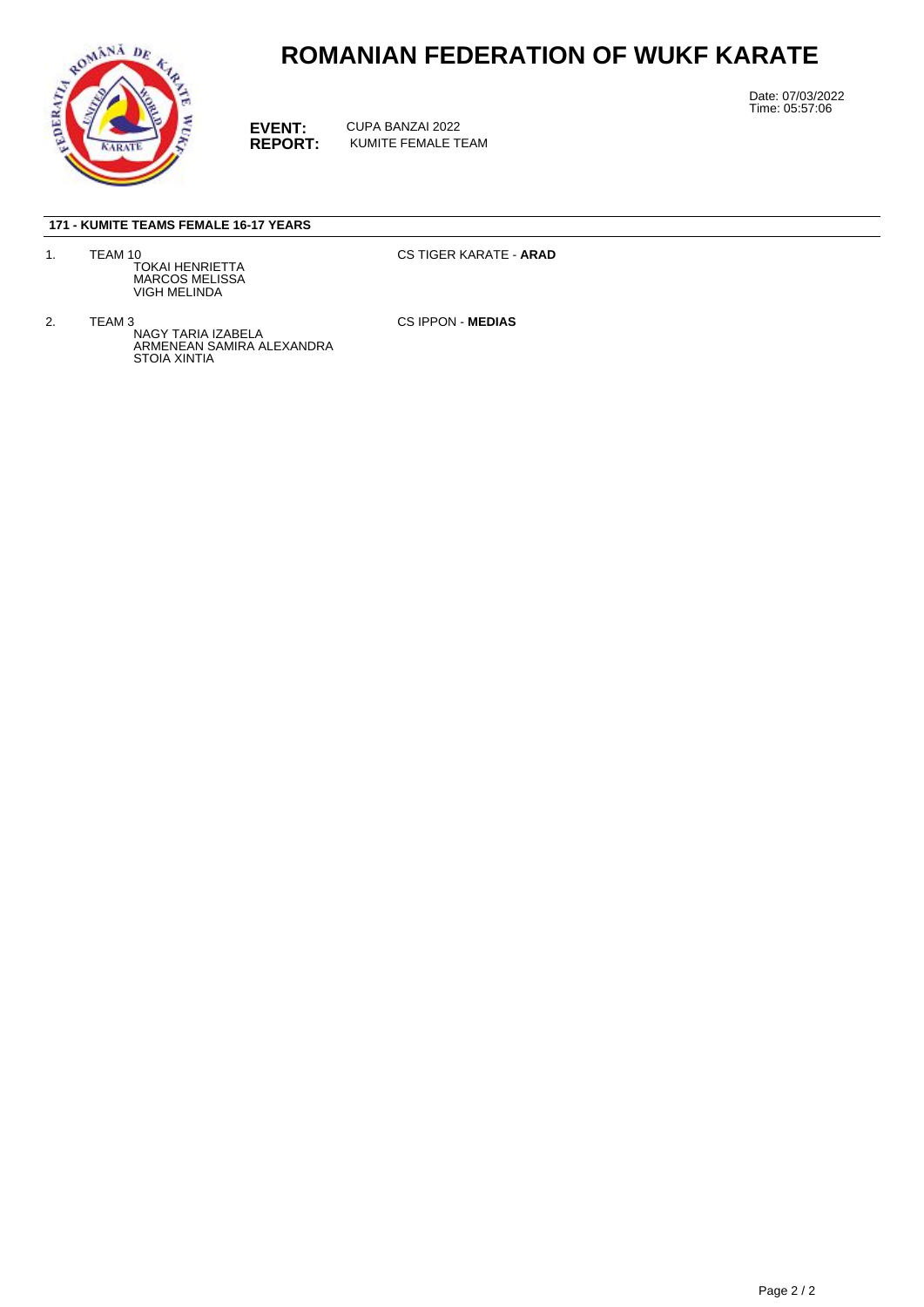# ROMANIAN FEDERATION OF WUKF KARATE

Date: 07/03/2022
Time: 05:57:06

**EVENT:** CUPA BANZAI 2022
**REPORT:** KUMITE FEMALE TEAM

### 171 - KUMITE TEAMS FEMALE 16-17 YEARS

1. TEAM 10 — CS TIGER KARATE - **ARAD**
   - TOKAI HENRIETTA
   - MARCOS MELISSA
   - VIGH MELINDA

2. TEAM 3 — CS IPPON - **MEDIAS**
   - NAGY TARIA IZABELA
   - ARMENEAN SAMIRA ALEXANDRA
   - STOIA XINTIA